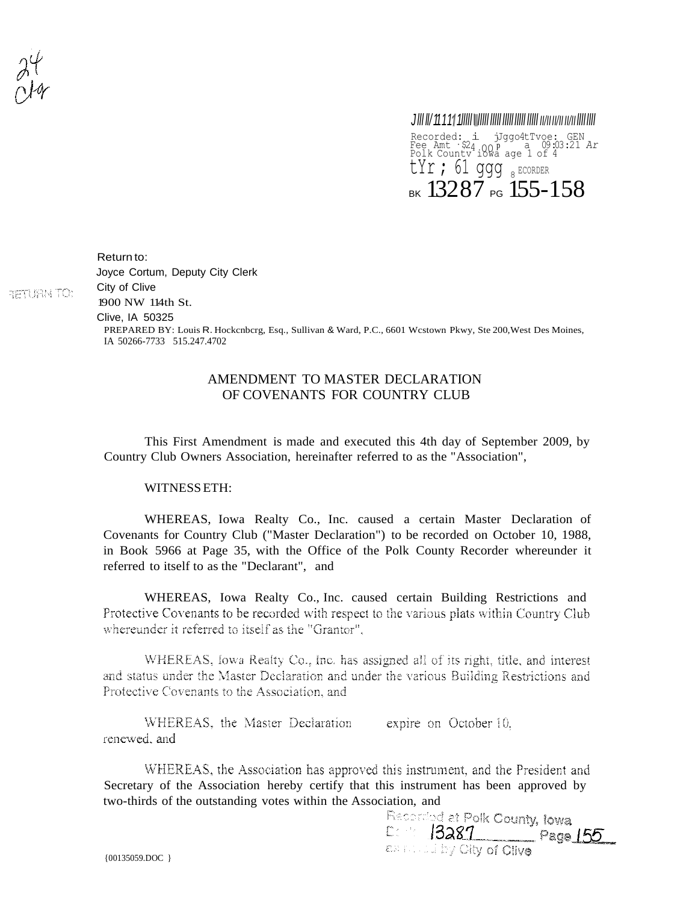24
Clq

Recorded: i jJggo4tTvoe: GEN
Fee Amt $24.00 P a 09:03:21 Ar
Polk County Iowa age 1 of 4
tYr ; 61 ggg 8 ECORDER
BK 13287 PG 155-158

Return to:
Joyce Cortum, Deputy City Clerk
City of Clive
1900 NW 114th St.
Clive, IA 50325

RETURN TO:

PREPARED BY: Louis R. Hockcnbcrg, Esq., Sullivan & Ward, P.C., 6601 Wcstown Pkwy, Ste 200,West Des Moines, IA 50266-7733 515.247.4702

# AMENDMENT TO MASTER DECLARATION OF COVENANTS FOR COUNTRY CLUB

This First Amendment is made and executed this 4th day of September 2009, by Country Club Owners Association, hereinafter referred to as the "Association",

WITNESS ETH:

WHEREAS, Iowa Realty Co., Inc. caused a certain Master Declaration of Covenants for Country Club ("Master Declaration") to be recorded on October 10, 1988, in Book 5966 at Page 35, with the Office of the Polk County Recorder whereunder it referred to itself to as the "Declarant", and

WHEREAS, Iowa Realty Co., Inc. caused certain Building Restrictions and Protective Covenants to be recorded with respect to the various plats within Country Club whereunder it referred to itself as the "Grantor",

WHEREAS, Iowa Realty Co., Inc. has assigned all of its right, title, and interest and status under the Master Declaration and under the various Building Restrictions and Protective Covenants to the Association, and

WHEREAS, the Master Declaration expire on October 10, renewed, and

WHEREAS, the Association has approved this instrument, and the President and Secretary of the Association hereby certify that this instrument has been approved by two-thirds of the outstanding votes within the Association, and

Recorded at Polk County, Iowa
Book 13287 Page 155
as filed by City of Clive

{00135059.DOC }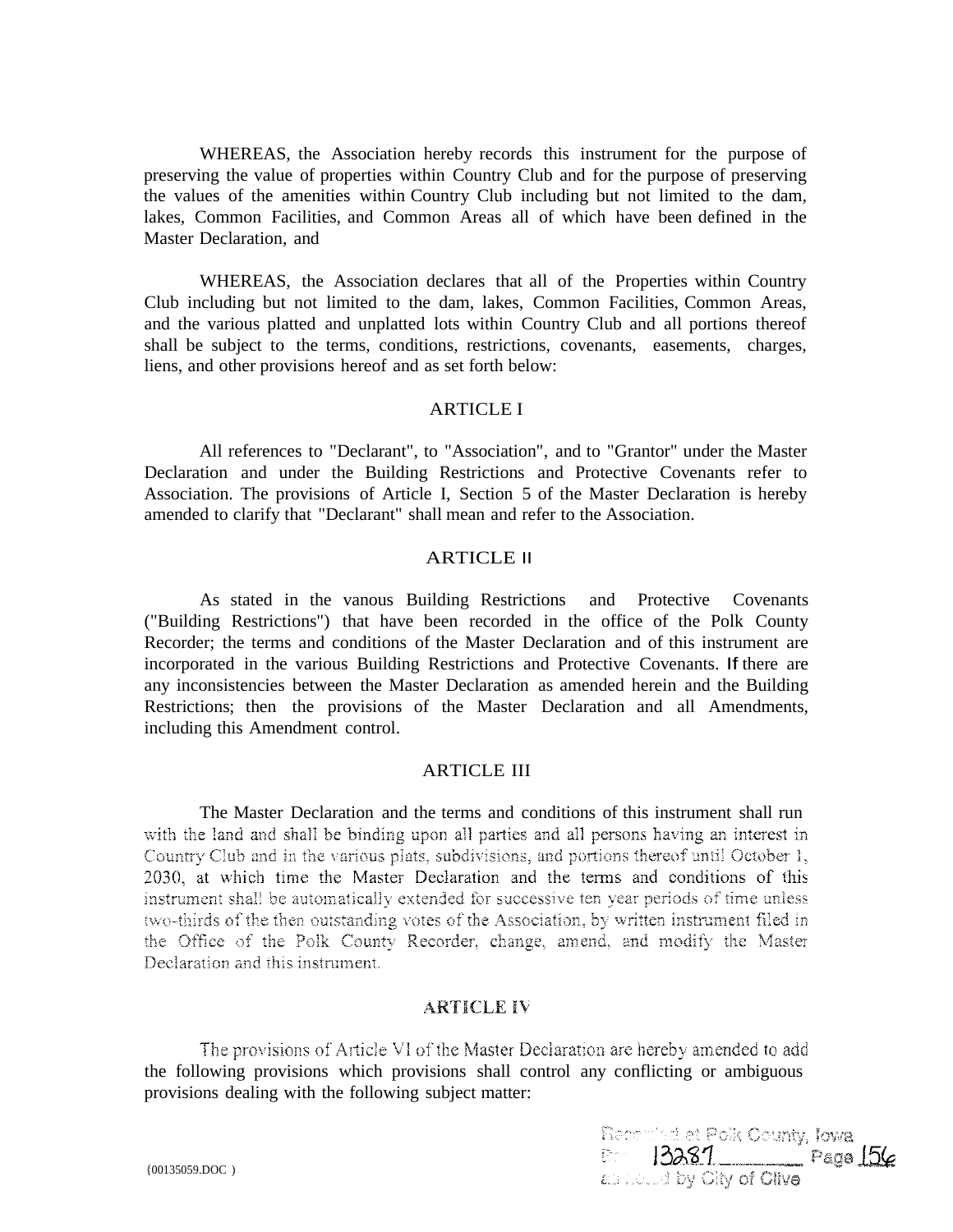WHEREAS, the Association hereby records this instrument for the purpose of preserving the value of properties within Country Club and for the purpose of preserving the values of the amenities within Country Club including but not limited to the dam, lakes, Common Facilities, and Common Areas all of which have been defined in the Master Declaration, and

WHEREAS, the Association declares that all of the Properties within Country Club including but not limited to the dam, lakes, Common Facilities, Common Areas, and the various platted and unplatted lots within Country Club and all portions thereof shall be subject to the terms, conditions, restrictions, covenants, easements, charges, liens, and other provisions hereof and as set forth below:

## ARTICLE I

All references to "Declarant", to "Association", and to "Grantor" under the Master Declaration and under the Building Restrictions and Protective Covenants refer to Association. The provisions of Article I, Section 5 of the Master Declaration is hereby amended to clarify that "Declarant" shall mean and refer to the Association.

## ARTICLE II

As stated in the vanous Building Restrictions and Protective Covenants ("Building Restrictions") that have been recorded in the office of the Polk County Recorder; the terms and conditions of the Master Declaration and of this instrument are incorporated in the various Building Restrictions and Protective Covenants. If there are any inconsistencies between the Master Declaration as amended herein and the Building Restrictions; then the provisions of the Master Declaration and all Amendments, including this Amendment control.

## ARTICLE III

The Master Declaration and the terms and conditions of this instrument shall run with the land and shall be binding upon all parties and all persons having an interest in Country Club and in the various plats, subdivisions, and portions thereof until October 1, 2030, at which time the Master Declaration and the terms and conditions of this instrument shall be automatically extended for successive ten year periods of time unless two-thirds of the then outstanding votes of the Association, by written instrument filed in the Office of the Polk County Recorder, change, amend, and modify the Master Declaration and this instrument.

## ARTICLE IV

The provisions of Article VI of the Master Declaration are hereby amended to add the following provisions which provisions shall control any conflicting or ambiguous provisions dealing with the following subject matter:

{00135059.DOC }

Recorded at Polk County, Iowa
Bk 13287 Page 156
as filed by City of Clive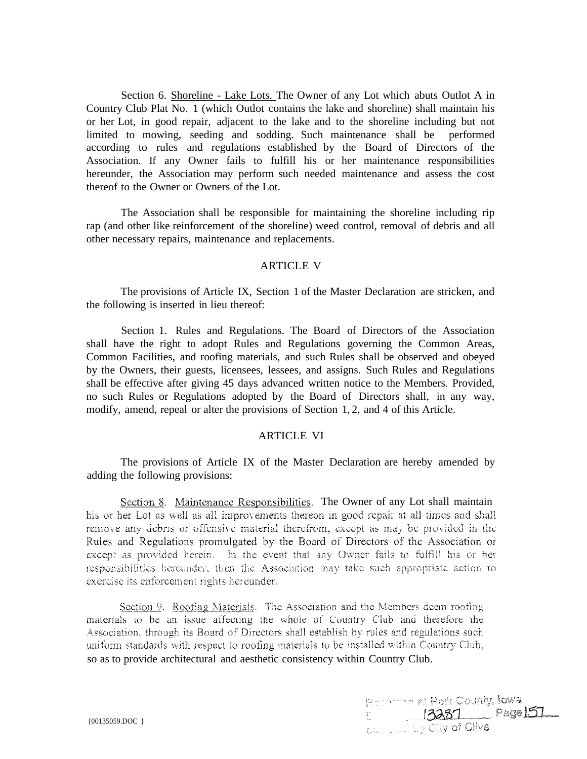Section 6. Shoreline - Lake Lots. The Owner of any Lot which abuts Outlot A in Country Club Plat No. 1 (which Outlot contains the lake and shoreline) shall maintain his or her Lot, in good repair, adjacent to the lake and to the shoreline including but not limited to mowing, seeding and sodding. Such maintenance shall be performed according to rules and regulations established by the Board of Directors of the Association. If any Owner fails to fulfill his or her maintenance responsibilities hereunder, the Association may perform such needed maintenance and assess the cost thereof to the Owner or Owners of the Lot.

The Association shall be responsible for maintaining the shoreline including rip rap (and other like reinforcement of the shoreline) weed control, removal of debris and all other necessary repairs, maintenance and replacements.

## ARTICLE V

The provisions of Article IX, Section 1 of the Master Declaration are stricken, and the following is inserted in lieu thereof:

Section 1. Rules and Regulations. The Board of Directors of the Association shall have the right to adopt Rules and Regulations governing the Common Areas, Common Facilities, and roofing materials, and such Rules shall be observed and obeyed by the Owners, their guests, licensees, lessees, and assigns. Such Rules and Regulations shall be effective after giving 45 days advanced written notice to the Members. Provided, no such Rules or Regulations adopted by the Board of Directors shall, in any way, modify, amend, repeal or alter the provisions of Section 1, 2, and 4 of this Article.

## ARTICLE VI

The provisions of Article IX of the Master Declaration are hereby amended by adding the following provisions:

Section 8. Maintenance Responsibilities. The Owner of any Lot shall maintain his or her Lot as well as all improvements thereon in good repair at all times and shall remove any debris or offensive material therefrom, except as may be provided in the Rules and Regulations promulgated by the Board of Directors of the Association or except as provided herein. In the event that any Owner fails to fulfill his or her responsibilities hereunder, then the Association may take such appropriate action to exercise its enforcement rights hereunder.

Section 9. Roofing Materials. The Association and the Members deem roofing materials to be an issue affecting the whole of Country Club and therefore the Association, through its Board of Directors shall establish by rules and regulations such uniform standards with respect to roofing materials to be installed within Country Club, so as to provide architectural and aesthetic consistency within Country Club.

{00135059.DOC }

Recorded at Polk County, Iowa
13287 Page 157
by City of Clive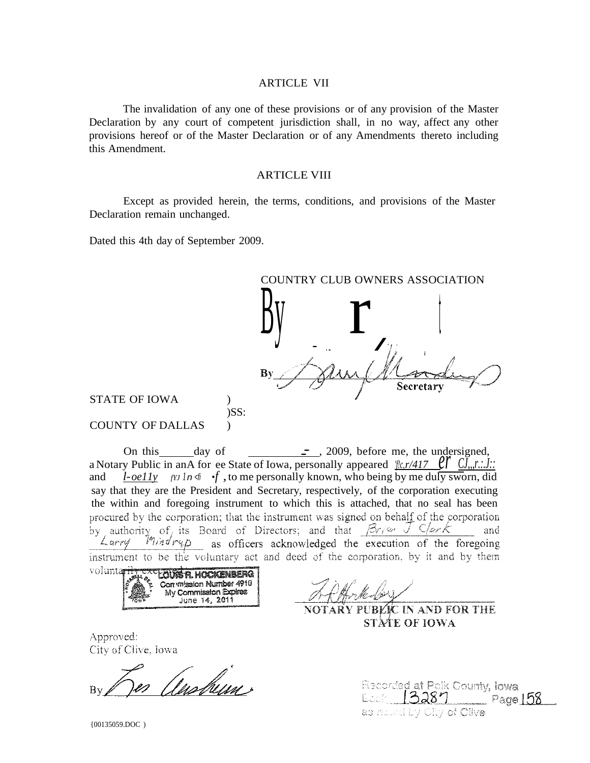## ARTICLE VII

The invalidation of any one of these provisions or of any provision of the Master Declaration by any court of competent jurisdiction shall, in no way, affect any other provisions hereof or of the Master Declaration or of any Amendments thereto including this Amendment.

## ARTICLE VIII

Except as provided herein, the terms, conditions, and provisions of the Master Declaration remain unchanged.

Dated this 4th day of September 2009.

COUNTRY CLUB OWNERS ASSOCIATION

By

By ______________________
Secretary

STATE OF IOWA )
)SS:
COUNTY OF DALLAS )

On this ______ day of __________, 2009, before me, the undersigned, a Notary Public in and for the State of Iowa, personally appeared ______________ and ______________, to me personally known, who being by me duly sworn, did say that they are the President and Secretary, respectively, of the corporation executing the within and foregoing instrument to which this is attached, that no seal has been procured by the corporation; that the instrument was signed on behalf of the corporation by authority of its Board of Directors; and that Brian J Clark and Larry Mindrup as officers acknowledged the execution of the foregoing instrument to be the voluntary act and deed of the corporation, by it and by them voluntarily executed.

LOUIS R. HOCKENBERG
Commission Number 4910
My Commission Expires
June 14, 2011

______________________
NOTARY PUBLIC IN AND FOR THE STATE OF IOWA

Approved:
City of Clive, Iowa

By ______________________

Recorded at Polk County, Iowa
Book 13287 Page 158
as noted by City of Clive

{00135059.DOC }